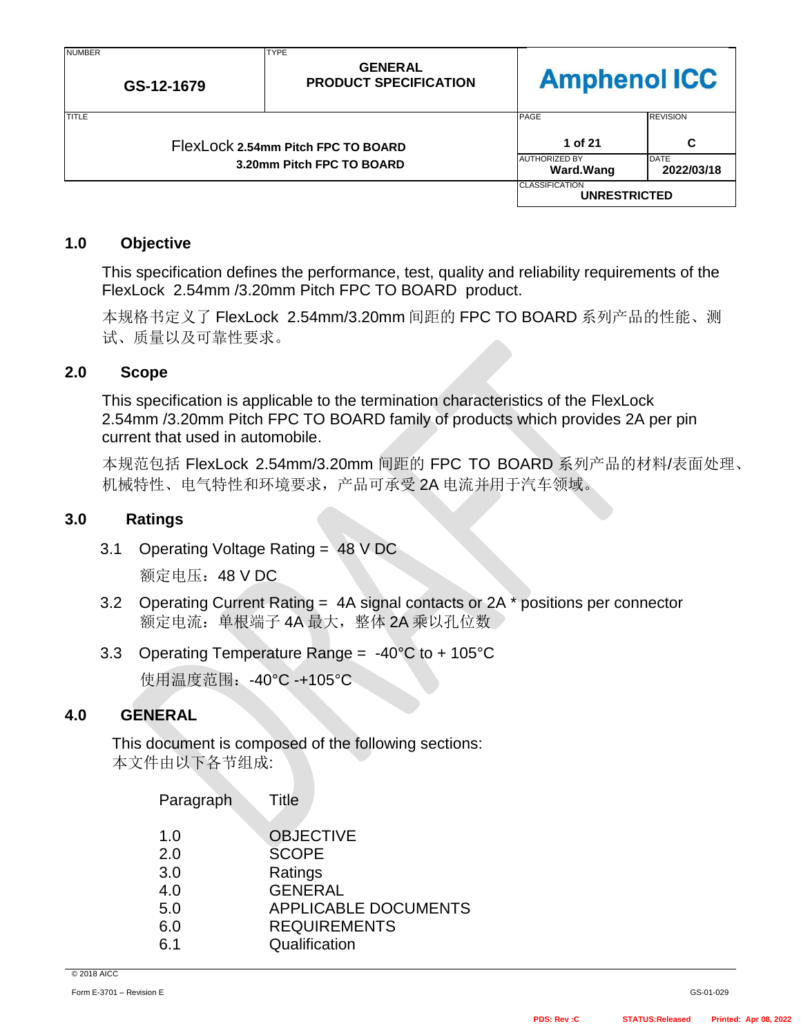| NUMBER | TYPE | | | |
|---|---|---|---|---|
| GS-12-1679 | GENERAL PRODUCT SPECIFICATION | Amphenol ICC | | |
| TITLE | | PAGE | REVISION |
| FlexLock 2.54mm Pitch FPC TO BOARD 3.20mm Pitch FPC TO BOARD | | 1 of 21 | C |
| | | AUTHORIZED BY Ward.Wang | DATE 2022/03/18 |
| | | CLASSIFICATION UNRESTRICTED | |

## 1.0 Objective

This specification defines the performance, test, quality and reliability requirements of the FlexLock 2.54mm /3.20mm Pitch FPC TO BOARD product.

本规格书定义了 FlexLock 2.54mm/3.20mm 间距的 FPC TO BOARD 系列产品的性能、测试、质量以及可靠性要求。

## 2.0 Scope

This specification is applicable to the termination characteristics of the FlexLock 2.54mm /3.20mm Pitch FPC TO BOARD family of products which provides 2A per pin current that used in automobile.

本规范包括 FlexLock 2.54mm/3.20mm 间距的 FPC TO BOARD 系列产品的材料/表面处理、机械特性、电气特性和环境要求，产品可承受 2A 电流并用于汽车领域。

## 3.0 Ratings

3.1 Operating Voltage Rating = 48 V DC

额定电压：48 V DC

3.2 Operating Current Rating = 4A signal contacts or 2A * positions per connector
额定电流：单根端子 4A 最大，整体 2A 乘以孔位数

3.3 Operating Temperature Range = -40°C to + 105°C

使用温度范围：-40°C -+105°C

## 4.0 GENERAL

This document is composed of the following sections:
本文件由以下各节组成:

| Paragraph | Title |
|---|---|
| 1.0 | OBJECTIVE |
| 2.0 | SCOPE |
| 3.0 | Ratings |
| 4.0 | GENERAL |
| 5.0 | APPLICABLE DOCUMENTS |
| 6.0 | REQUIREMENTS |
| 6.1 | Qualification |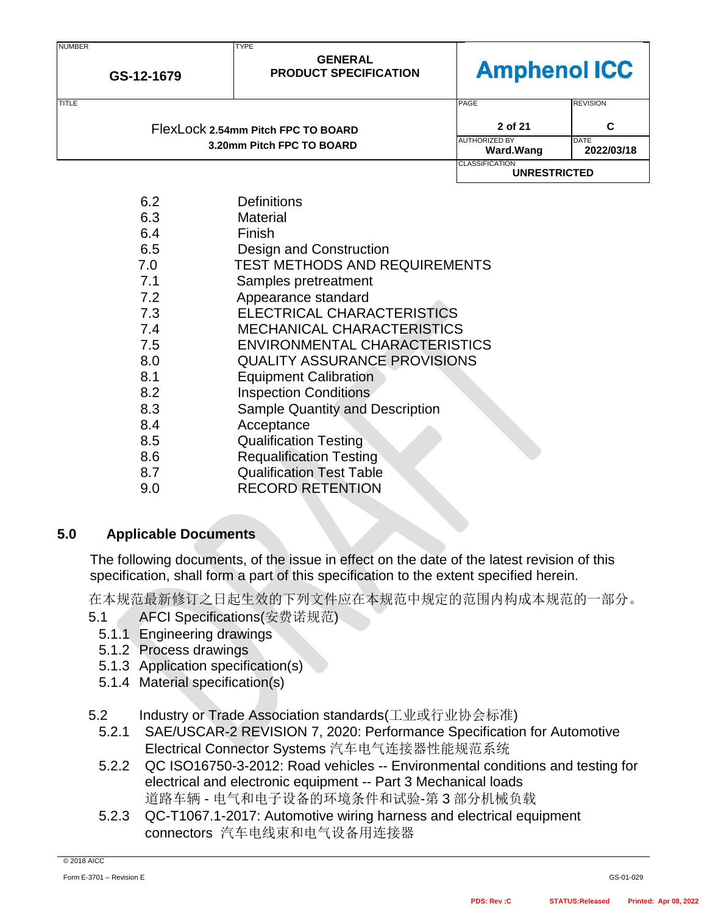| | |
|---|---|
| 6.2 | Definitions |
| 6.3 | Material |
| 6.4 | Finish |
| 6.5 | Design and Construction |
| 7.0 | TEST METHODS AND REQUIREMENTS |
| 7.1 | Samples pretreatment |
| 7.2 | Appearance standard |
| 7.3 | ELECTRICAL CHARACTERISTICS |
| 7.4 | MECHANICAL CHARACTERISTICS |
| 7.5 | ENVIRONMENTAL CHARACTERISTICS |
| 8.0 | QUALITY ASSURANCE PROVISIONS |
| 8.1 | Equipment Calibration |
| 8.2 | Inspection Conditions |
| 8.3 | Sample Quantity and Description |
| 8.4 | Acceptance |
| 8.5 | Qualification Testing |
| 8.6 | Requalification Testing |
| 8.7 | Qualification Test Table |
| 9.0 | RECORD RETENTION |

## 5.0 Applicable Documents

The following documents, of the issue in effect on the date of the latest revision of this specification, shall form a part of this specification to the extent specified herein.

在本规范最新修订之日起生效的下列文件应在本规范中规定的范围内构成本规范的一部分。

5.1 AFCI Specifications(安费诺规范)

- 5.1.1 Engineering drawings
- 5.1.2 Process drawings
- 5.1.3 Application specification(s)
- 5.1.4 Material specification(s)

5.2 Industry or Trade Association standards(工业或行业协会标准)

- 5.2.1 SAE/USCAR-2 REVISION 7, 2020: Performance Specification for Automotive Electrical Connector Systems 汽车电气连接器性能规范系统
- 5.2.2 QC ISO16750-3-2012: Road vehicles -- Environmental conditions and testing for electrical and electronic equipment -- Part 3 Mechanical loads
  道路车辆 - 电气和电子设备的环境条件和试验-第 3 部分机械负载
- 5.2.3 QC-T1067.1-2017: Automotive wiring harness and electrical equipment connectors 汽车电线束和电气设备用连接器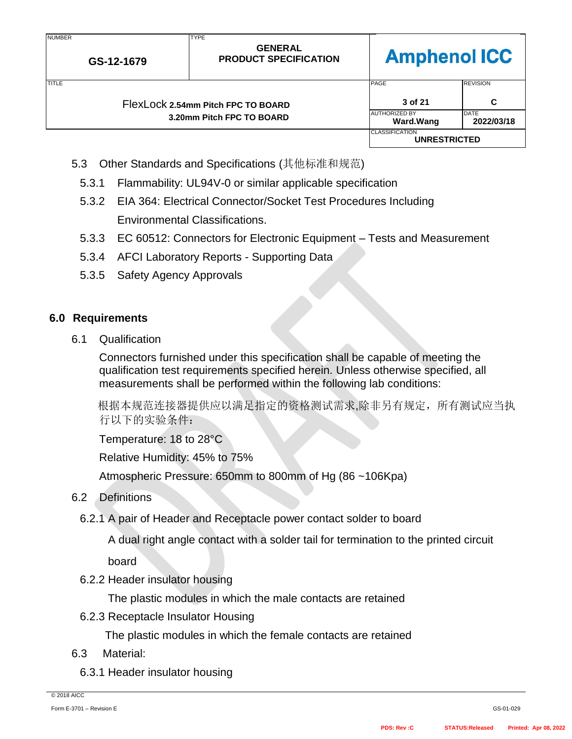5.3 Other Standards and Specifications (其他标准和规范)

- 5.3.1 Flammability: UL94V-0 or similar applicable specification
- 5.3.2 EIA 364: Electrical Connector/Socket Test Procedures Including Environmental Classifications.
- 5.3.3 EC 60512: Connectors for Electronic Equipment – Tests and Measurement
- 5.3.4 AFCI Laboratory Reports - Supporting Data
- 5.3.5 Safety Agency Approvals

## 6.0 Requirements

6.1 Qualification

Connectors furnished under this specification shall be capable of meeting the qualification test requirements specified herein. Unless otherwise specified, all measurements shall be performed within the following lab conditions:

根据本规范连接器提供应以满足指定的资格测试需求,除非另有规定，所有测试应当执行以下的实验条件：

Temperature: 18 to 28°C

Relative Humidity: 45% to 75%

Atmospheric Pressure: 650mm to 800mm of Hg (86 ~106Kpa)

6.2 Definitions

6.2.1 A pair of Header and Receptacle power contact solder to board

A dual right angle contact with a solder tail for termination to the printed circuit board

6.2.2 Header insulator housing

The plastic modules in which the male contacts are retained

6.2.3 Receptacle Insulator Housing

The plastic modules in which the female contacts are retained

6.3 Material:

6.3.1 Header insulator housing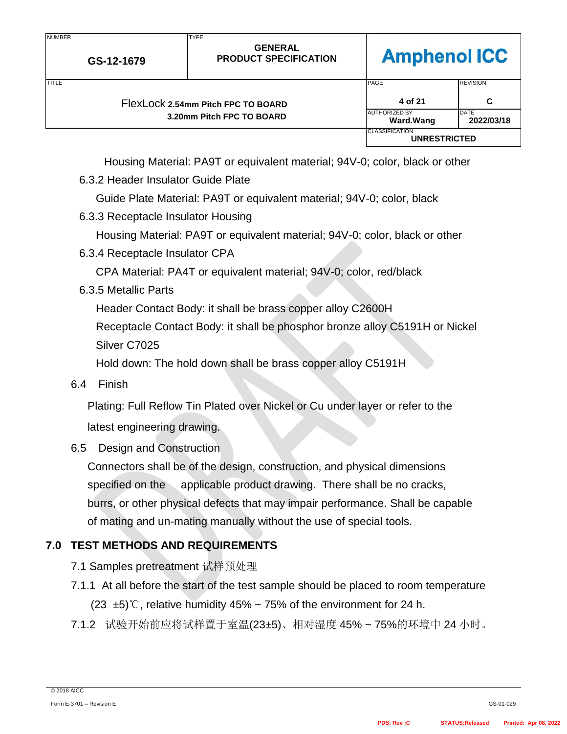Housing Material: PA9T or equivalent material; 94V-0; color, black or other

6.3.2 Header Insulator Guide Plate

Guide Plate Material: PA9T or equivalent material; 94V-0; color, black

6.3.3 Receptacle Insulator Housing

Housing Material: PA9T or equivalent material; 94V-0; color, black or other

6.3.4 Receptacle Insulator CPA

CPA Material: PA4T or equivalent material; 94V-0; color, red/black

6.3.5 Metallic Parts

Header Contact Body: it shall be brass copper alloy C2600H

Receptacle Contact Body: it shall be phosphor bronze alloy C5191H or Nickel Silver C7025

Hold down: The hold down shall be brass copper alloy C5191H

6.4 Finish

Plating: Full Reflow Tin Plated over Nickel or Cu under layer or refer to the latest engineering drawing.

6.5 Design and Construction

Connectors shall be of the design, construction, and physical dimensions specified on the applicable product drawing. There shall be no cracks, burrs, or other physical defects that may impair performance. Shall be capable of mating and un-mating manually without the use of special tools.

## 7.0 TEST METHODS AND REQUIREMENTS

7.1 Samples pretreatment 试样预处理

7.1.1 At all before the start of the test sample should be placed to room temperature (23 ±5)℃, relative humidity 45% ~ 75% of the environment for 24 h.

7.1.2 试验开始前应将试样置于室温(23±5)、相对湿度 45% ~ 75%的环境中 24 小时。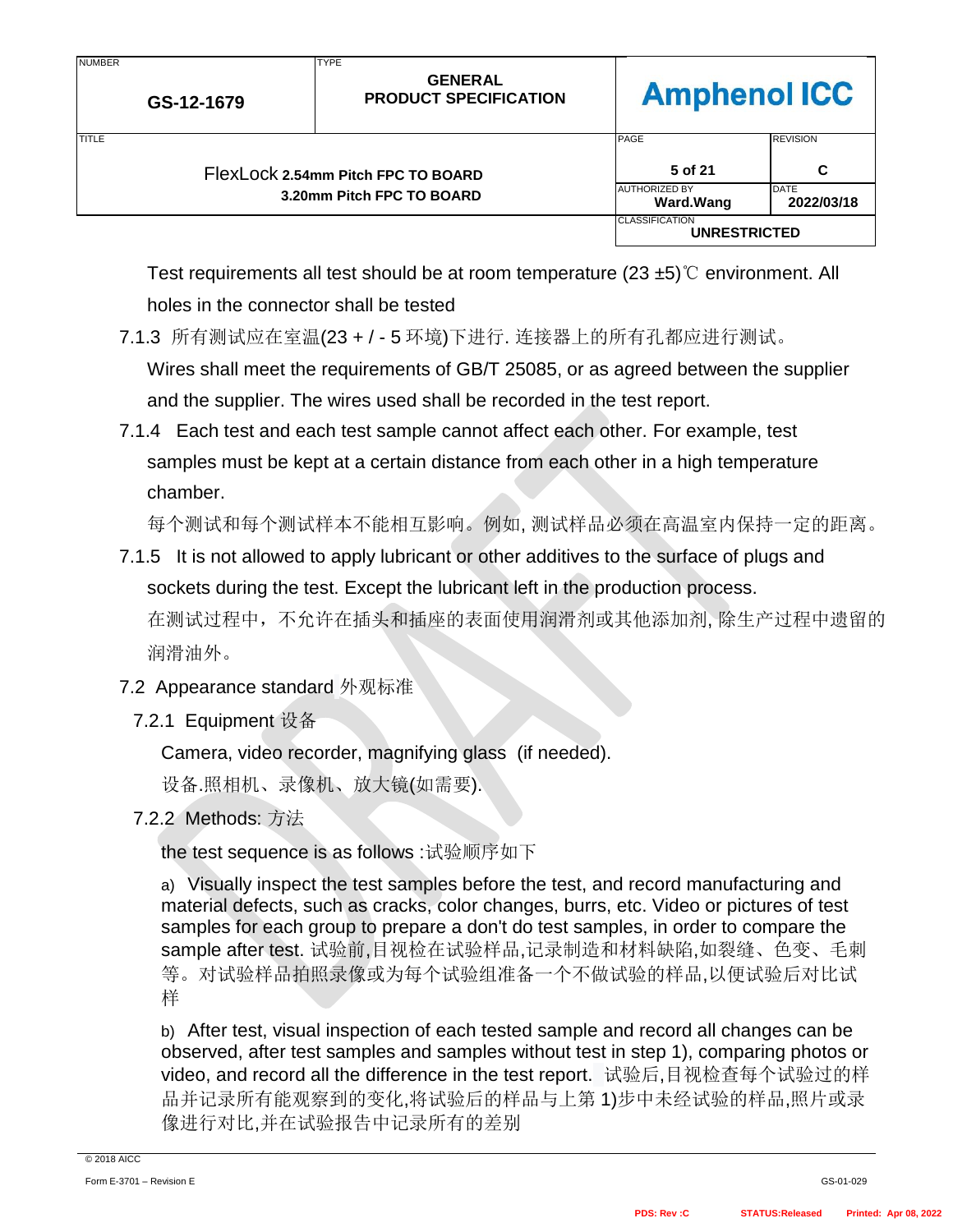Test requirements all test should be at room temperature (23 ±5)℃ environment. All holes in the connector shall be tested

7.1.3 所有测试应在室温(23 + / - 5 环境)下进行. 连接器上的所有孔都应进行测试。

Wires shall meet the requirements of GB/T 25085, or as agreed between the supplier and the supplier. The wires used shall be recorded in the test report.

7.1.4 Each test and each test sample cannot affect each other. For example, test samples must be kept at a certain distance from each other in a high temperature chamber.

每个测试和每个测试样本不能相互影响。例如, 测试样品必须在高温室内保持一定的距离。

7.1.5 It is not allowed to apply lubricant or other additives to the surface of plugs and sockets during the test. Except the lubricant left in the production process.

在测试过程中，不允许在插头和插座的表面使用润滑剂或其他添加剂, 除生产过程中遗留的润滑油外。

## 7.2 Appearance standard 外观标准

### 7.2.1 Equipment 设备

Camera, video recorder, magnifying glass (if needed).

设备.照相机、录像机、放大镜(如需要).

### 7.2.2 Methods: 方法

the test sequence is as follows :试验顺序如下

a) Visually inspect the test samples before the test, and record manufacturing and material defects, such as cracks, color changes, burrs, etc. Video or pictures of test samples for each group to prepare a don't do test samples, in order to compare the sample after test. 试验前,目视检在试验样品,记录制造和材料缺陷,如裂缝、色变、毛刺等。对试验样品拍照录像或为每个试验组准备一个不做试验的样品,以便试验后对比试样

b) After test, visual inspection of each tested sample and record all changes can be observed, after test samples and samples without test in step 1), comparing photos or video, and record all the difference in the test report. 试验后,目视检查每个试验过的样品并记录所有能观察到的变化,将试验后的样品与上第 1)步中未经试验的样品,照片或录像进行对比,并在试验报告中记录所有的差别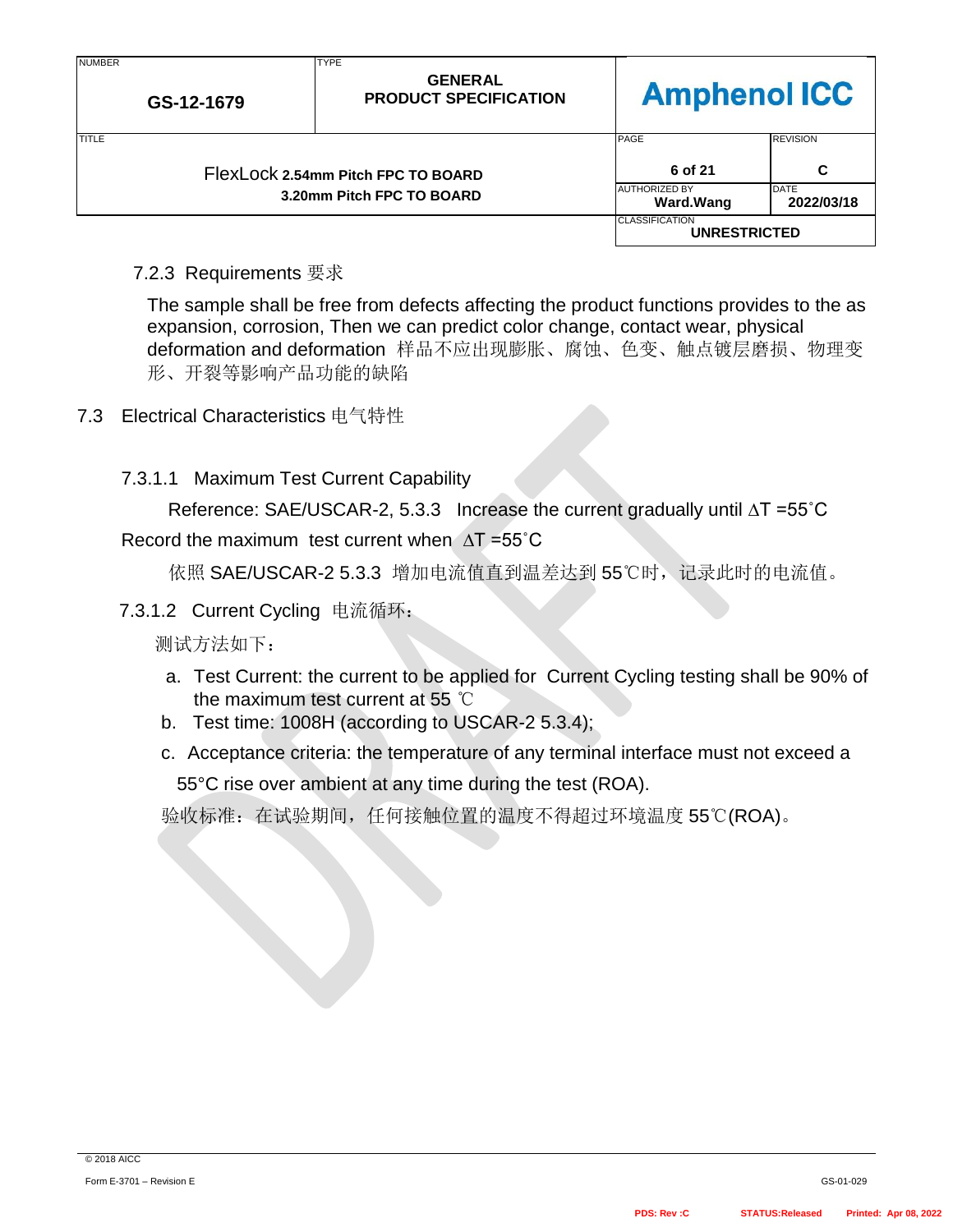### 7.2.3 Requirements 要求

The sample shall be free from defects affecting the product functions provides to the as expansion, corrosion, Then we can predict color change, contact wear, physical deformation and deformation 样品不应出现膨胀、腐蚀、色变、触点镀层磨损、物理变形、开裂等影响产品功能的缺陷

## 7.3 Electrical Characteristics 电气特性

### 7.3.1.1 Maximum Test Current Capability

Reference: SAE/USCAR-2, 5.3.3 Increase the current gradually until ∆T =55˚C

Record the maximum test current when ∆T =55˚C

依照 SAE/USCAR-2 5.3.3 增加电流值直到温差达到 55℃时，记录此时的电流值。

### 7.3.1.2 Current Cycling 电流循环：

测试方法如下：

a. Test Current: the current to be applied for Current Cycling testing shall be 90% of the maximum test current at 55 ℃
b. Test time: 1008H (according to USCAR-2 5.3.4);
c. Acceptance criteria: the temperature of any terminal interface must not exceed a 55°C rise over ambient at any time during the test (ROA).

验收标准：在试验期间，任何接触位置的温度不得超过环境温度 55℃(ROA)。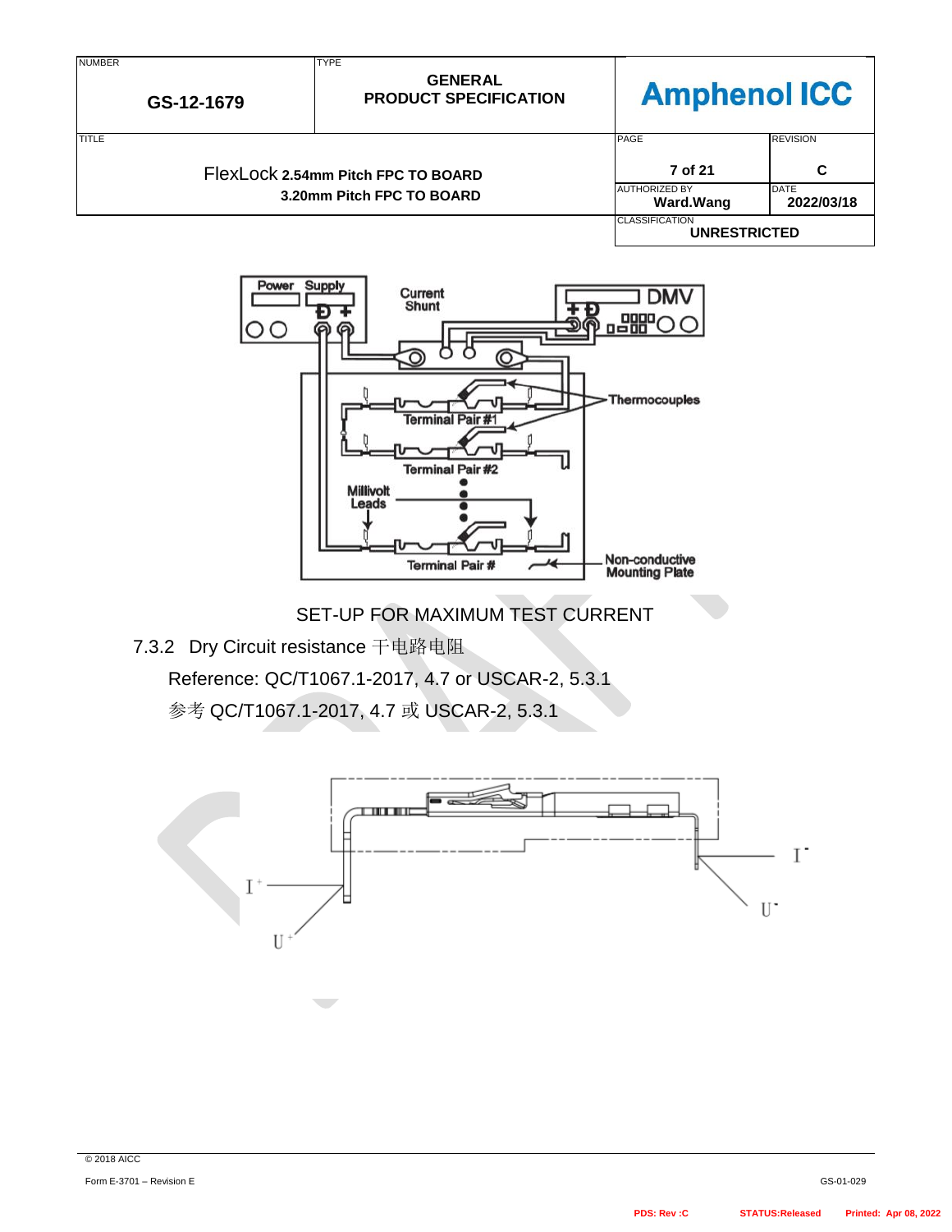SET-UP FOR MAXIMUM TEST CURRENT

7.3.2 Dry Circuit resistance 干电路电阻

Reference: QC/T1067.1-2017, 4.7 or USCAR-2, 5.3.1

参考 QC/T1067.1-2017, 4.7 或 USCAR-2, 5.3.1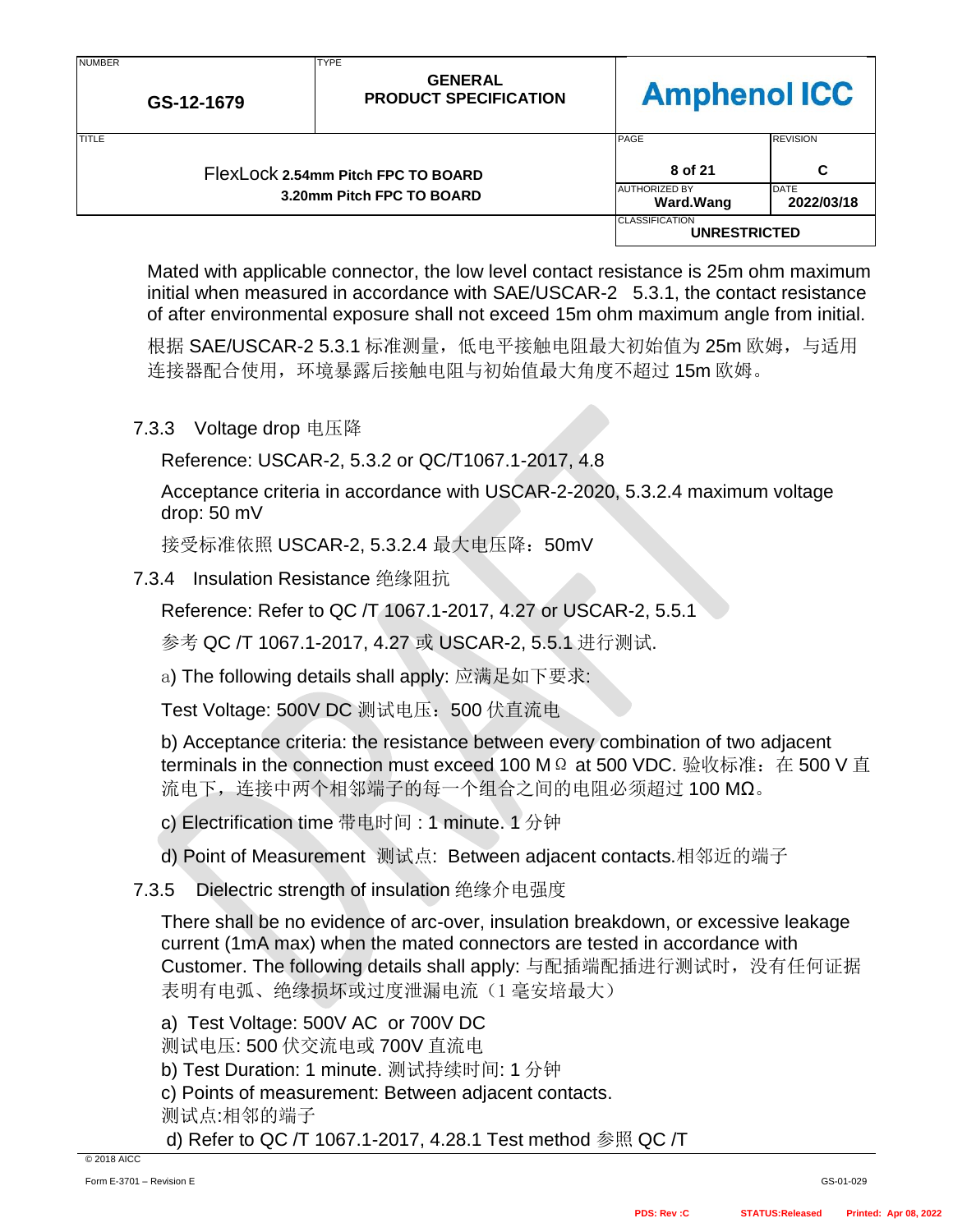Mated with applicable connector, the low level contact resistance is 25m ohm maximum initial when measured in accordance with SAE/USCAR-2 5.3.1, the contact resistance of after environmental exposure shall not exceed 15m ohm maximum angle from initial.

根据 SAE/USCAR-2 5.3.1 标准测量，低电平接触电阻最大初始值为 25m 欧姆，与适用连接器配合使用，环境暴露后接触电阻与初始值最大角度不超过 15m 欧姆。

### 7.3.3 Voltage drop 电压降

Reference: USCAR-2, 5.3.2 or QC/T1067.1-2017, 4.8

Acceptance criteria in accordance with USCAR-2-2020, 5.3.2.4 maximum voltage drop: 50 mV

接受标准依照 USCAR-2, 5.3.2.4 最大电压降：50mV

### 7.3.4 Insulation Resistance 绝缘阻抗

Reference: Refer to QC /T 1067.1-2017, 4.27 or USCAR-2, 5.5.1

参考 QC /T 1067.1-2017, 4.27 或 USCAR-2, 5.5.1 进行测试.

a) The following details shall apply: 应满足如下要求:

Test Voltage: 500V DC 测试电压：500 伏直流电

b) Acceptance criteria: the resistance between every combination of two adjacent terminals in the connection must exceed 100 MΩ at 500 VDC. 验收标准：在 500 V 直流电下，连接中两个相邻端子的每一个组合之间的电阻必须超过 100 MΩ。

c) Electrification time 带电时间 : 1 minute. 1 分钟

d) Point of Measurement 测试点: Between adjacent contacts.相邻近的端子

### 7.3.5 Dielectric strength of insulation 绝缘介电强度

There shall be no evidence of arc-over, insulation breakdown, or excessive leakage current (1mA max) when the mated connectors are tested in accordance with Customer. The following details shall apply: 与配插端配插进行测试时，没有任何证据表明有电弧、绝缘损坏或过度泄漏电流（1 毫安培最大）

a) Test Voltage: 500V AC or 700V DC
测试电压: 500 伏交流电或 700V 直流电
b) Test Duration: 1 minute. 测试持续时间: 1 分钟
c) Points of measurement: Between adjacent contacts.
测试点:相邻的端子
d) Refer to QC /T 1067.1-2017, 4.28.1 Test method 参照 QC /T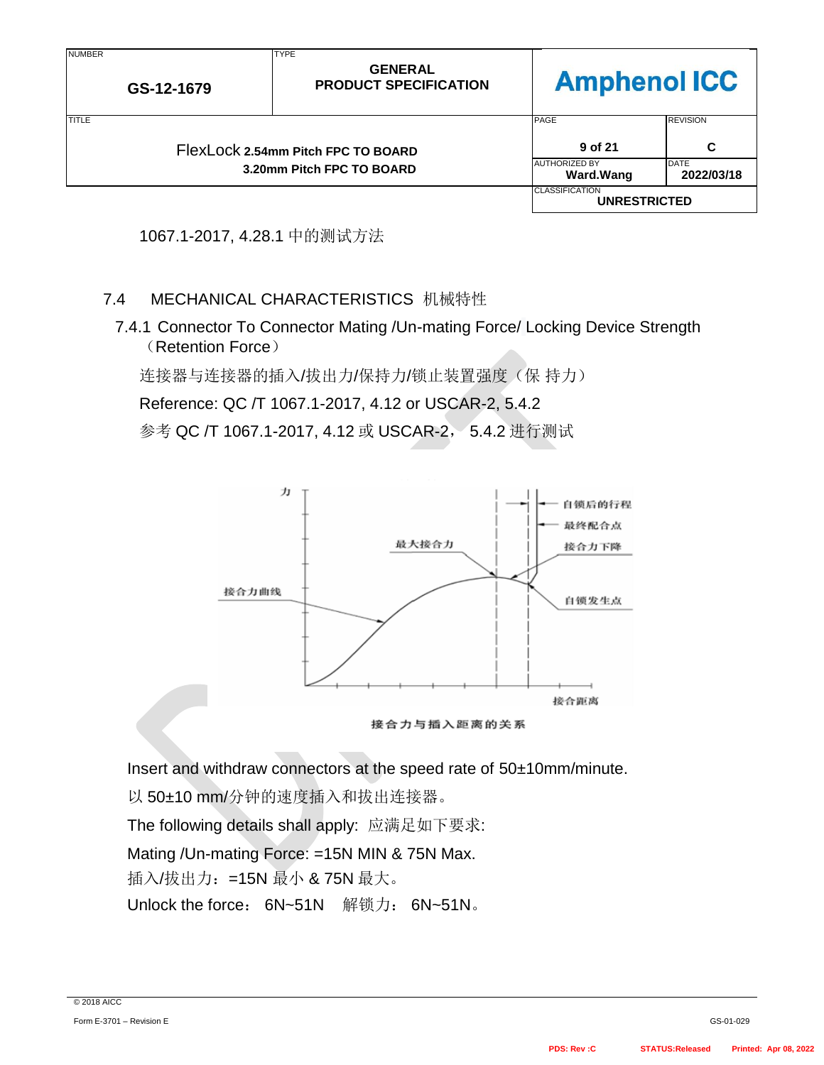1067.1-2017, 4.28.1 中的测试方法

### 7.4 MECHANICAL CHARACTERISTICS 机械特性

#### 7.4.1 Connector To Connector Mating /Un-mating Force/ Locking Device Strength （Retention Force）

连接器与连接器的插入/拔出力/保持力/锁止装置强度（保 持力）

Reference: QC /T 1067.1-2017, 4.12 or USCAR-2, 5.4.2

参考 QC /T 1067.1-2017, 4.12 或 USCAR-2， 5.4.2 进行测试

接合力与插入距离的关系

Insert and withdraw connectors at the speed rate of 50±10mm/minute.

以 50±10 mm/分钟的速度插入和拔出连接器。

The following details shall apply: 应满足如下要求:

Mating /Un-mating Force: =15N MIN & 75N Max.

插入/拔出力：=15N 最小 & 75N 最大。

Unlock the force： 6N~51N 解锁力： 6N~51N。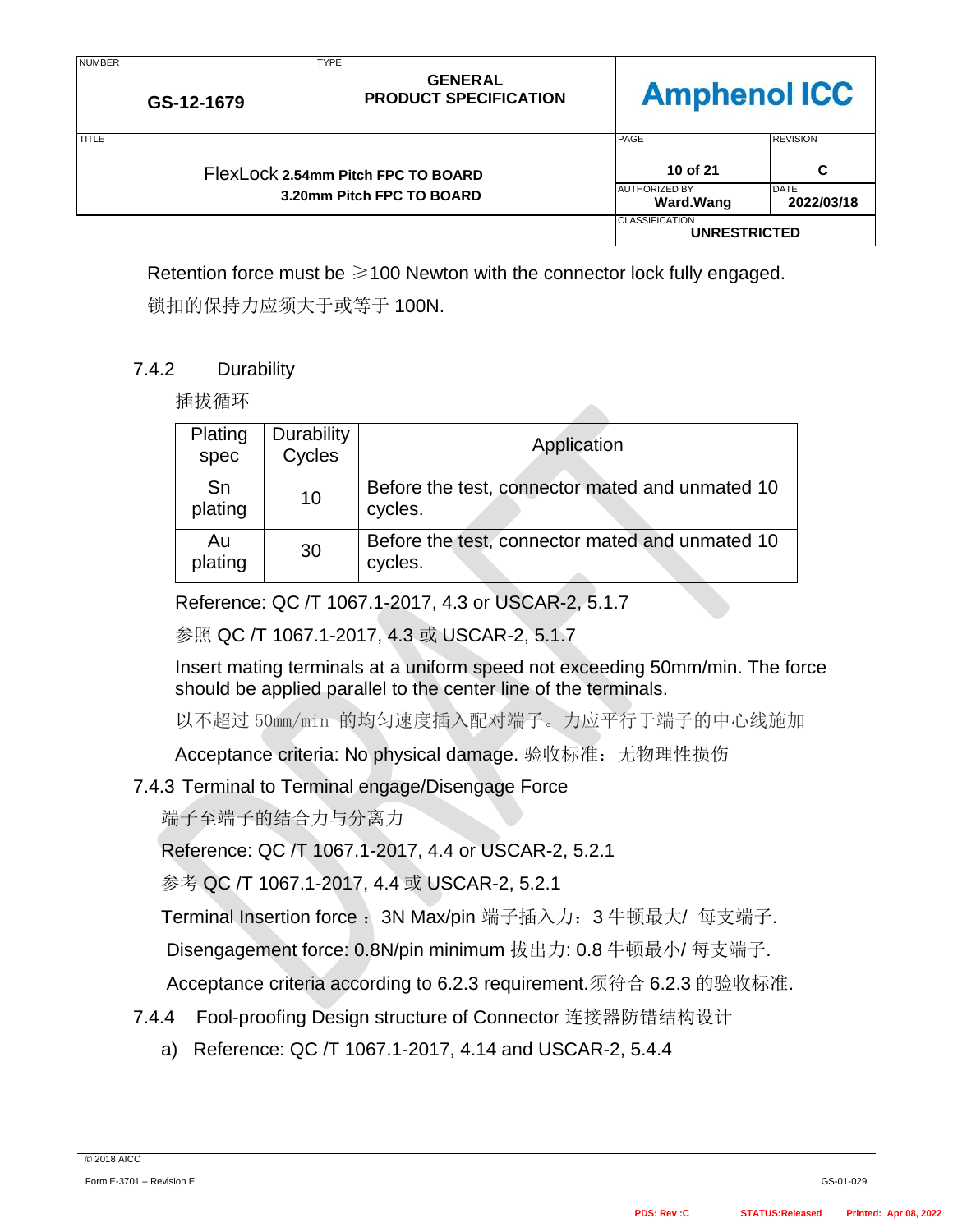Retention force must be ≥100 Newton with the connector lock fully engaged.

锁扣的保持力应须大于或等于 100N.

### 7.4.2 Durability

插拔循环

| Plating spec | Durability Cycles | Application |
|---|---|---|
| Sn plating | 10 | Before the test, connector mated and unmated 10 cycles. |
| Au plating | 30 | Before the test, connector mated and unmated 10 cycles. |

Reference: QC /T 1067.1-2017, 4.3 or USCAR-2, 5.1.7

参照 QC /T 1067.1-2017, 4.3 或 USCAR-2, 5.1.7

Insert mating terminals at a uniform speed not exceeding 50mm/min. The force should be applied parallel to the center line of the terminals.

以不超过 50mm/min 的均匀速度插入配对端子。力应平行于端子的中心线施加

Acceptance criteria: No physical damage. 验收标准：无物理性损伤

### 7.4.3 Terminal to Terminal engage/Disengage Force

端子至端子的结合力与分离力

Reference: QC /T 1067.1-2017, 4.4 or USCAR-2, 5.2.1

参考 QC /T 1067.1-2017, 4.4 或 USCAR-2, 5.2.1

Terminal Insertion force ： 3N Max/pin 端子插入力：3 牛顿最大/ 每支端子.

Disengagement force: 0.8N/pin minimum 拔出力: 0.8 牛顿最小/ 每支端子.

Acceptance criteria according to 6.2.3 requirement.须符合 6.2.3 的验收标准.

### 7.4.4 Fool-proofing Design structure of Connector 连接器防错结构设计

a) Reference: QC /T 1067.1-2017, 4.14 and USCAR-2, 5.4.4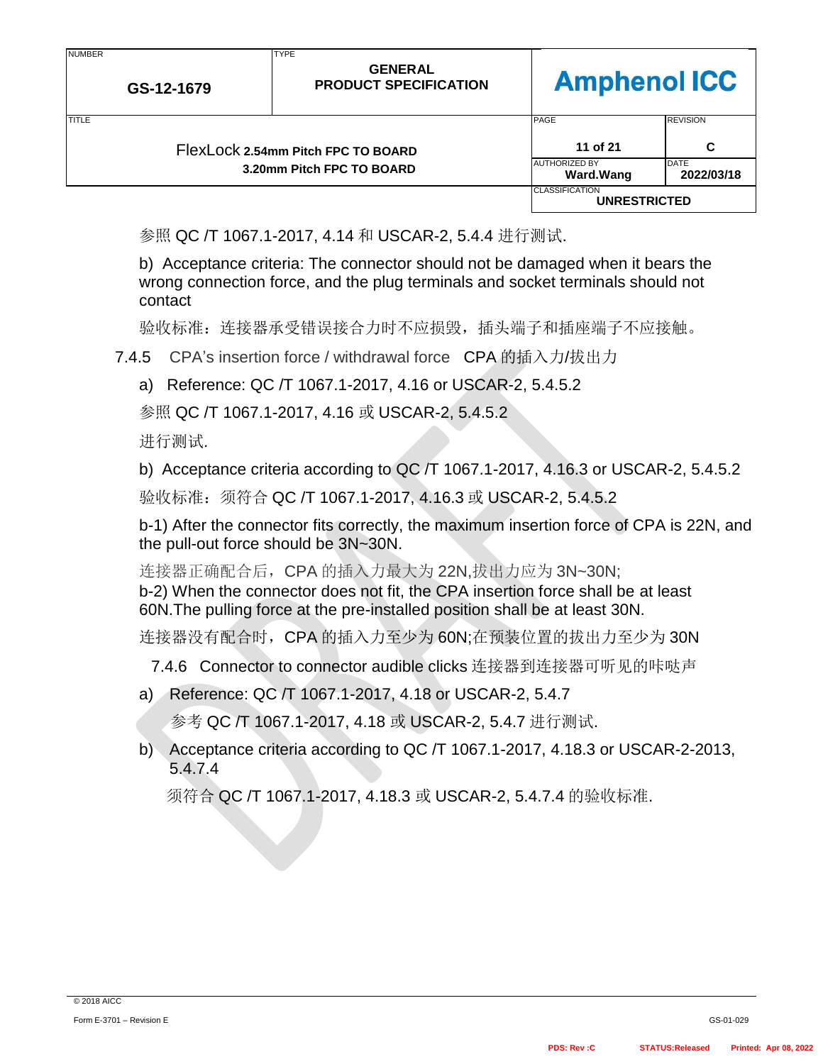参照 QC /T 1067.1-2017, 4.14 和 USCAR-2, 5.4.4 进行测试.

b) Acceptance criteria: The connector should not be damaged when it bears the wrong connection force, and the plug terminals and socket terminals should not contact

验收标准：连接器承受错误接合力时不应损毁，插头端子和插座端子不应接触。

### 7.4.5 CPA’s insertion force / withdrawal force CPA 的插入力/拔出力

a) Reference: QC /T 1067.1-2017, 4.16 or USCAR-2, 5.4.5.2

参照 QC /T 1067.1-2017, 4.16 或 USCAR-2, 5.4.5.2

进行测试.

b) Acceptance criteria according to QC /T 1067.1-2017, 4.16.3 or USCAR-2, 5.4.5.2

验收标准：须符合 QC /T 1067.1-2017, 4.16.3 或 USCAR-2, 5.4.5.2

b-1) After the connector fits correctly, the maximum insertion force of CPA is 22N, and the pull-out force should be 3N~30N.

连接器正确配合后，CPA 的插入力最大为 22N,拔出力应为 3N~30N;

b-2) When the connector does not fit, the CPA insertion force shall be at least 60N.The pulling force at the pre-installed position shall be at least 30N.

连接器没有配合时，CPA 的插入力至少为 60N;在预装位置的拔出力至少为 30N

### 7.4.6 Connector to connector audible clicks 连接器到连接器可听见的咔哒声

a) Reference: QC /T 1067.1-2017, 4.18 or USCAR-2, 5.4.7

参考 QC /T 1067.1-2017, 4.18 或 USCAR-2, 5.4.7 进行测试.

b) Acceptance criteria according to QC /T 1067.1-2017, 4.18.3 or USCAR-2-2013, 5.4.7.4

须符合 QC /T 1067.1-2017, 4.18.3 或 USCAR-2, 5.4.7.4 的验收标准.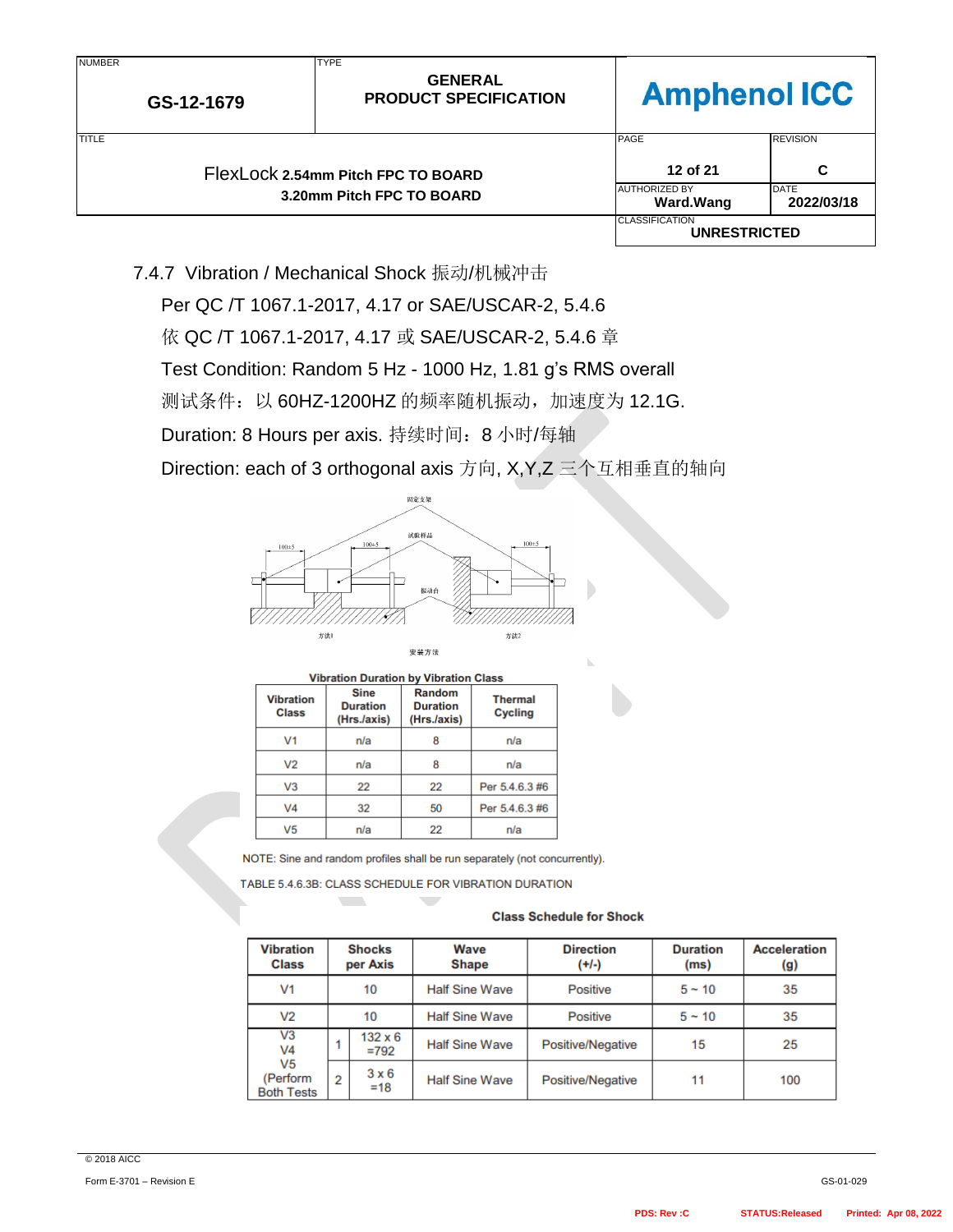### 7.4.7 Vibration / Mechanical Shock 振动/机械冲击

Per QC /T 1067.1-2017, 4.17 or SAE/USCAR-2, 5.4.6

依 QC /T 1067.1-2017, 4.17 或 SAE/USCAR-2, 5.4.6 章

Test Condition: Random 5 Hz - 1000 Hz, 1.81 g's RMS overall

测试条件：以 60HZ-1200HZ 的频率随机振动，加速度为 12.1G.

Duration: 8 Hours per axis. 持续时间：8 小时/每轴

Direction: each of 3 orthogonal axis 方向, X,Y,Z 三个互相垂直的轴向

固定支架

试验样品

振动台

方法1　　方法2

安装方法

**Vibration Duration by Vibration Class**

| Vibration Class | Sine Duration (Hrs./axis) | Random Duration (Hrs./axis) | Thermal Cycling |
|---|---|---|---|
| V1 | n/a | 8 | n/a |
| V2 | n/a | 8 | n/a |
| V3 | 22 | 22 | Per 5.4.6.3 #6 |
| V4 | 32 | 50 | Per 5.4.6.3 #6 |
| V5 | n/a | 22 | n/a |

NOTE: Sine and random profiles shall be run separately (not concurrently).

TABLE 5.4.6.3B: CLASS SCHEDULE FOR VIBRATION DURATION

**Class Schedule for Shock**

| Vibration Class | Shocks per Axis | | Wave Shape | Direction (+/-) | Duration (ms) | Acceleration (g) |
|---|---|---|---|---|---|---|
| V1 | 10 | | Half Sine Wave | Positive | 5 ~ 10 | 35 |
| V2 | 10 | | Half Sine Wave | Positive | 5 ~ 10 | 35 |
| V3 V4 V5 (Perform Both Tests | 1 | 132 x 6 =792 | Half Sine Wave | Positive/Negative | 15 | 25 |
| | 2 | 3 x 6 =18 | Half Sine Wave | Positive/Negative | 11 | 100 |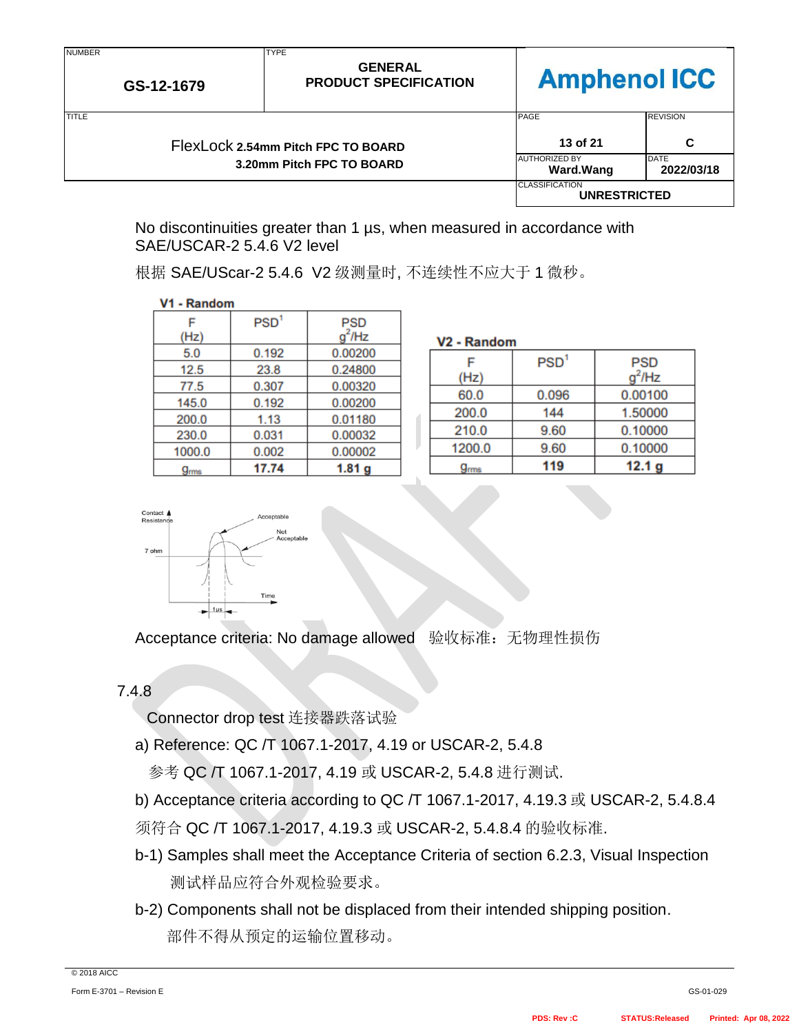No discontinuities greater than 1 µs, when measured in accordance with SAE/USCAR-2 5.4.6 V2 level

根据 SAE/UScar-2 5.4.6 V2 级测量时, 不连续性不应大于 1 微秒。

**V1 - Random**

| F (Hz) | PSD[1] | PSD $g^2/Hz$ |
|---|---|---|
| 5.0 | 0.192 | 0.00200 |
| 12.5 | 23.8 | 0.24800 |
| 77.5 | 0.307 | 0.00320 |
| 145.0 | 0.192 | 0.00200 |
| 200.0 | 1.13 | 0.01180 |
| 230.0 | 0.031 | 0.00032 |
| 1000.0 | 0.002 | 0.00002 |
| $g_{rms}$ | 17.74 | 1.81 g |

**V2 - Random**

| F (Hz) | PSD[1] | PSD $g^2/Hz$ |
|---|---|---|
| 60.0 | 0.096 | 0.00100 |
| 200.0 | 144 | 1.50000 |
| 210.0 | 9.60 | 0.10000 |
| 1200.0 | 9.60 | 0.10000 |
| $g_{rms}$ | 119 | 12.1 g |

Acceptance criteria: No damage allowed 验收标准：无物理性损伤

7.4.8

Connector drop test 连接器跌落试验

a) Reference: QC /T 1067.1-2017, 4.19 or USCAR-2, 5.4.8

参考 QC /T 1067.1-2017, 4.19 或 USCAR-2, 5.4.8 进行测试.

b) Acceptance criteria according to QC /T 1067.1-2017, 4.19.3 或 USCAR-2, 5.4.8.4

须符合 QC /T 1067.1-2017, 4.19.3 或 USCAR-2, 5.4.8.4 的验收标准.

b-1) Samples shall meet the Acceptance Criteria of section 6.2.3, Visual Inspection

测试样品应符合外观检验要求。

b-2) Components shall not be displaced from their intended shipping position.

部件不得从预定的运输位置移动。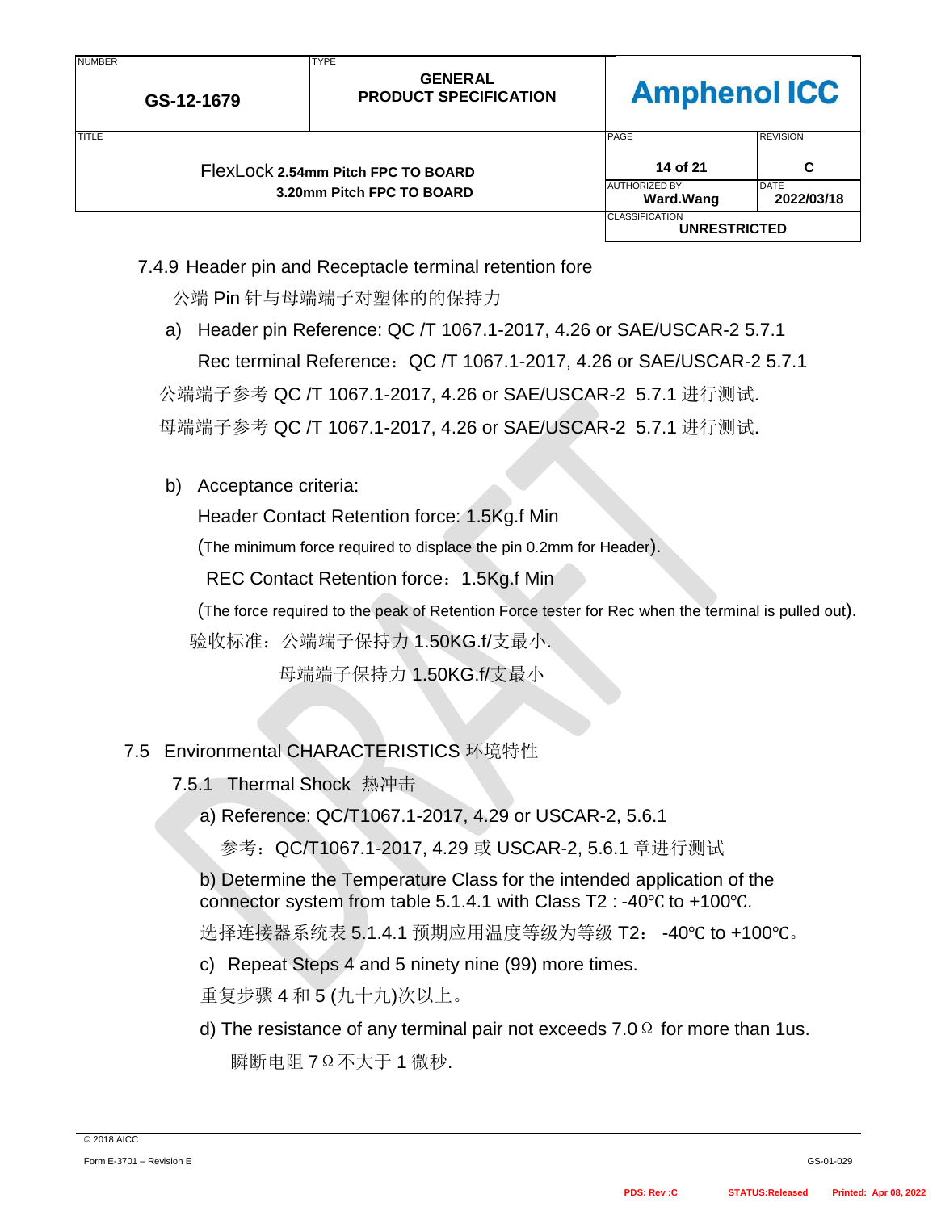### 7.4.9 Header pin and Receptacle terminal retention fore

公端 Pin 针与母端端子对塑体的的保持力

a) Header pin Reference: QC /T 1067.1-2017, 4.26 or SAE/USCAR-2 5.7.1

Rec terminal Reference：QC /T 1067.1-2017, 4.26 or SAE/USCAR-2 5.7.1

公端端子参考 QC /T 1067.1-2017, 4.26 or SAE/USCAR-2 5.7.1 进行测试.

母端端子参考 QC /T 1067.1-2017, 4.26 or SAE/USCAR-2 5.7.1 进行测试.

b) Acceptance criteria:

Header Contact Retention force: 1.5Kg.f Min

(The minimum force required to displace the pin 0.2mm for Header).

REC Contact Retention force：1.5Kg.f Min

(The force required to the peak of Retention Force tester for Rec when the terminal is pulled out).

验收标准：公端端子保持力 1.50KG.f/支最小.

母端端子保持力 1.50KG.f/支最小

## 7.5 Environmental CHARACTERISTICS 环境特性

### 7.5.1 Thermal Shock 热冲击

a) Reference: QC/T1067.1-2017, 4.29 or USCAR-2, 5.6.1

参考：QC/T1067.1-2017, 4.29 或 USCAR-2, 5.6.1 章进行测试

b) Determine the Temperature Class for the intended application of the connector system from table 5.1.4.1 with Class T2 : -40℃ to +100℃.

选择连接器系统表 5.1.4.1 预期应用温度等级为等级 T2： -40℃ to +100℃。

c) Repeat Steps 4 and 5 ninety nine (99) more times.

重复步骤 4 和 5 (九十九)次以上。

d) The resistance of any terminal pair not exceeds 7.0Ω for more than 1us.

瞬断电阻 7Ω不大于 1 微秒.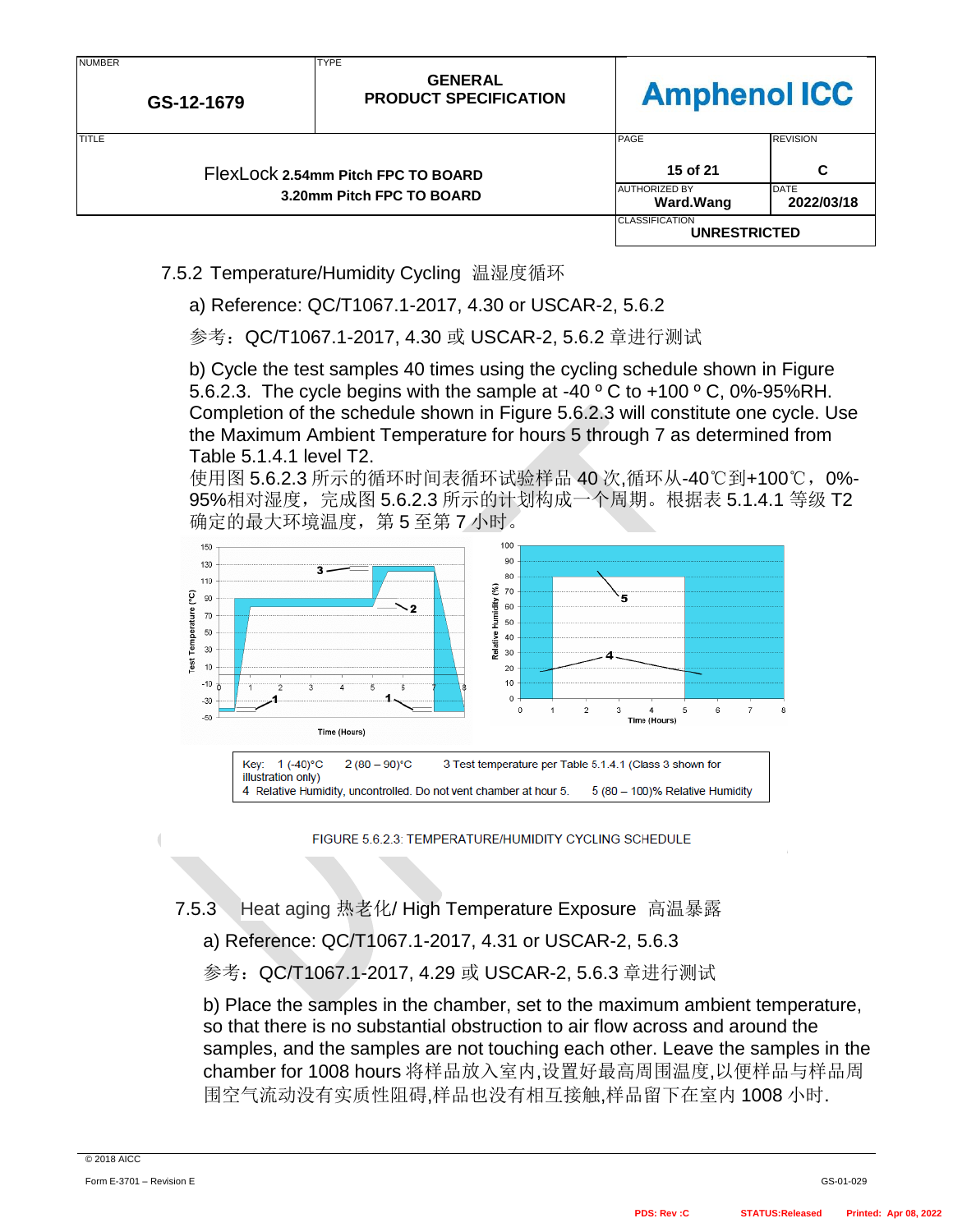### 7.5.2 Temperature/Humidity Cycling 温湿度循环

a) Reference: QC/T1067.1-2017, 4.30 or USCAR-2, 5.6.2

参考：QC/T1067.1-2017, 4.30 或 USCAR-2, 5.6.2 章进行测试

b) Cycle the test samples 40 times using the cycling schedule shown in Figure 5.6.2.3. The cycle begins with the sample at -40 º C to +100 º C, 0%-95%RH. Completion of the schedule shown in Figure 5.6.2.3 will constitute one cycle. Use the Maximum Ambient Temperature for hours 5 through 7 as determined from Table 5.1.4.1 level T2.

使用图 5.6.2.3 所示的循环时间表循环试验样品 40 次,循环从-40℃到+100℃，0%-95%相对湿度，完成图 5.6.2.3 所示的计划构成一个周期。根据表 5.1.4.1 等级 T2 确定的最大环境温度，第 5 至第 7 小时。

Key: 1 (-40)°C 2 (80 – 90)°C 3 Test temperature per Table 5.1.4.1 (Class 3 shown for illustration only)
4 Relative Humidity, uncontrolled. Do not vent chamber at hour 5. 5 (80 – 100)% Relative Humidity

FIGURE 5.6.2.3: TEMPERATURE/HUMIDITY CYCLING SCHEDULE

### 7.5.3 Heat aging 热老化/ High Temperature Exposure 高温暴露

a) Reference: QC/T1067.1-2017, 4.31 or USCAR-2, 5.6.3

参考：QC/T1067.1-2017, 4.29 或 USCAR-2, 5.6.3 章进行测试

b) Place the samples in the chamber, set to the maximum ambient temperature, so that there is no substantial obstruction to air flow across and around the samples, and the samples are not touching each other. Leave the samples in the chamber for 1008 hours 将样品放入室内,设置好最高周围温度,以便样品与样品周围空气流动没有实质性阻碍,样品也没有相互接触,样品留下在室内 1008 小时.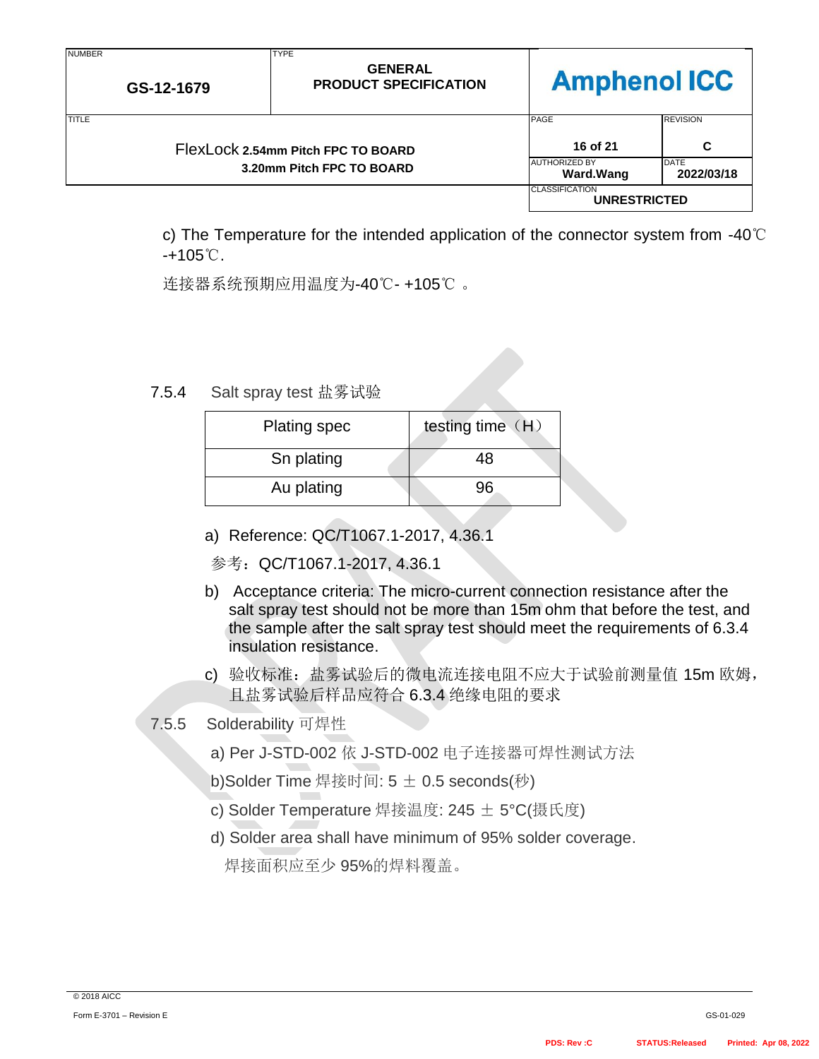c) The Temperature for the intended application of the connector system from -40℃ -+105℃.

连接器系统预期应用温度为-40℃- +105℃ 。

7.5.4 Salt spray test 盐雾试验

| Plating spec | testing time（H） |
| --- | --- |
| Sn plating | 48 |
| Au plating | 96 |

a) Reference: QC/T1067.1-2017, 4.36.1

参考：QC/T1067.1-2017, 4.36.1

b) Acceptance criteria: The micro-current connection resistance after the salt spray test should not be more than 15m ohm that before the test, and the sample after the salt spray test should meet the requirements of 6.3.4 insulation resistance.

c) 验收标准：盐雾试验后的微电流连接电阻不应大于试验前测量值 15m 欧姆，且盐雾试验后样品应符合 6.3.4 绝缘电阻的要求

7.5.5 Solderability 可焊性

a) Per J-STD-002 依 J-STD-002 电子连接器可焊性测试方法

b)Solder Time 焊接时间: 5 ± 0.5 seconds(秒)

c) Solder Temperature 焊接温度: 245 ± 5°C(摄氏度)

d) Solder area shall have minimum of 95% solder coverage.

焊接面积应至少 95%的焊料覆盖。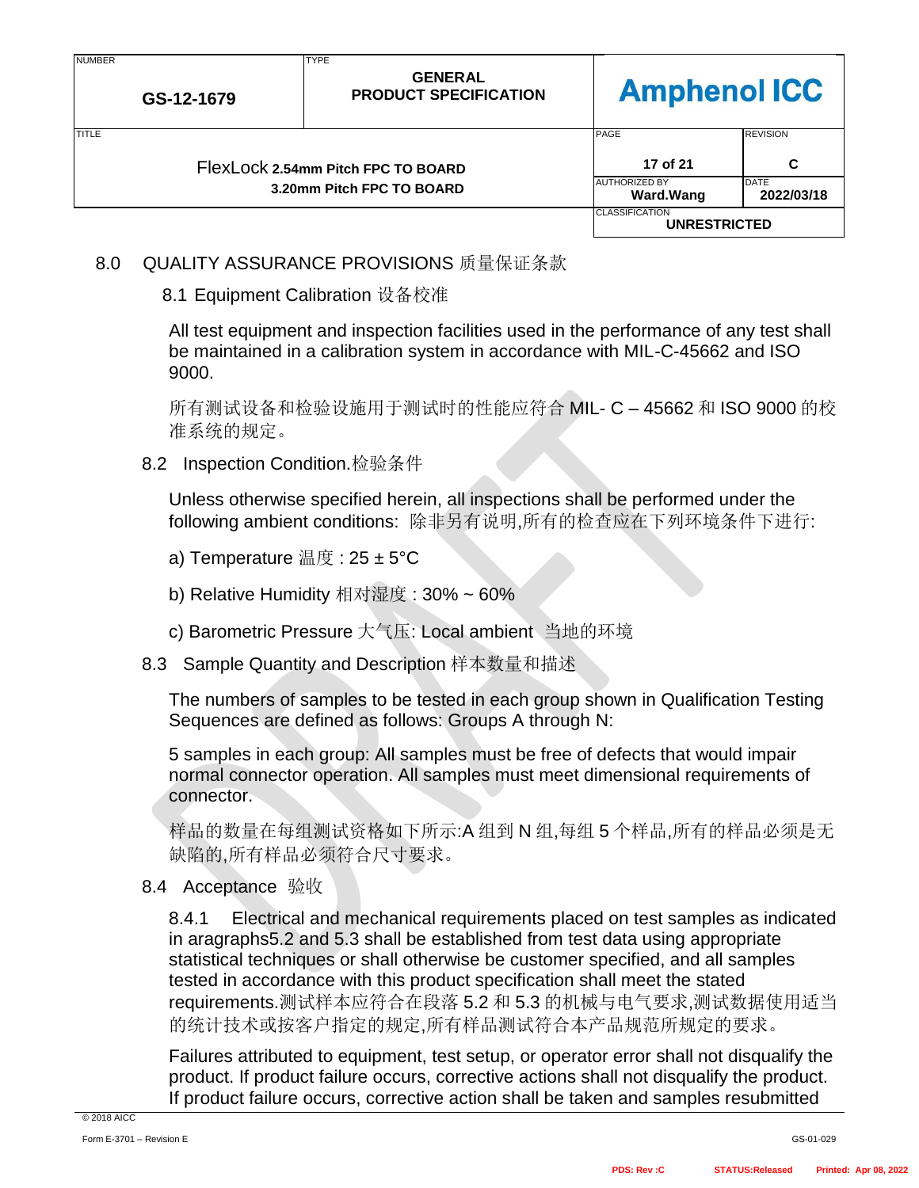# 8.0 QUALITY ASSURANCE PROVISIONS 质量保证条款

## 8.1 Equipment Calibration 设备校准

All test equipment and inspection facilities used in the performance of any test shall be maintained in a calibration system in accordance with MIL-C-45662 and ISO 9000.

所有测试设备和检验设施用于测试时的性能应符合 MIL- C – 45662 和 ISO 9000 的校准系统的规定。

## 8.2 Inspection Condition.检验条件

Unless otherwise specified herein, all inspections shall be performed under the following ambient conditions: 除非另有说明,所有的检查应在下列环境条件下进行:

a) Temperature 温度 : 25 ± 5°C

b) Relative Humidity 相对湿度 : 30% ~ 60%

c) Barometric Pressure 大气压: Local ambient 当地的环境

## 8.3 Sample Quantity and Description 样本数量和描述

The numbers of samples to be tested in each group shown in Qualification Testing Sequences are defined as follows: Groups A through N:

5 samples in each group: All samples must be free of defects that would impair normal connector operation. All samples must meet dimensional requirements of connector.

样品的数量在每组测试资格如下所示:A 组到 N 组,每组 5 个样品,所有的样品必须是无缺陷的,所有样品必须符合尺寸要求。

## 8.4 Acceptance 验收

8.4.1 Electrical and mechanical requirements placed on test samples as indicated in aragraphs5.2 and 5.3 shall be established from test data using appropriate statistical techniques or shall otherwise be customer specified, and all samples tested in accordance with this product specification shall meet the stated requirements.测试样本应符合在段落 5.2 和 5.3 的机械与电气要求,测试数据使用适当的统计技术或按客户指定的规定,所有样品测试符合本产品规范所规定的要求。

Failures attributed to equipment, test setup, or operator error shall not disqualify the product. If product failure occurs, corrective actions shall not disqualify the product. If product failure occurs, corrective action shall be taken and samples resubmitted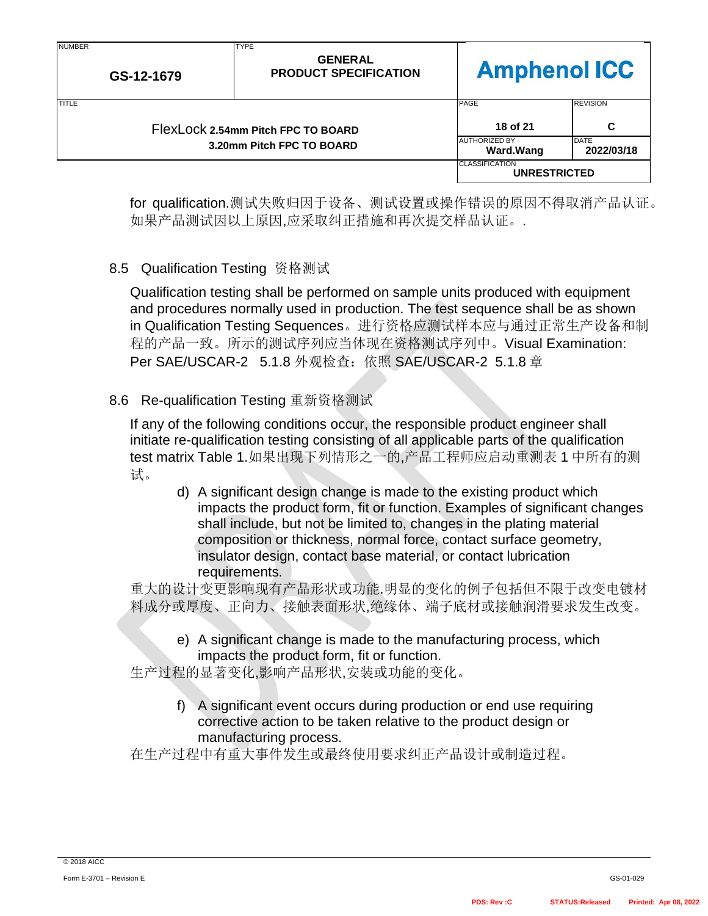for qualification.测试失败归因于设备、测试设置或操作错误的原因不得取消产品认证。如果产品测试因以上原因,应采取纠正措施和再次提交样品认证。.

## 8.5 Qualification Testing 资格测试

Qualification testing shall be performed on sample units produced with equipment and procedures normally used in production. The test sequence shall be as shown in Qualification Testing Sequences。进行资格应测试样本应与通过正常生产设备和制程的产品一致。所示的测试序列应当体现在资格测试序列中。Visual Examination: Per SAE/USCAR-2 5.1.8 外观检查：依照 SAE/USCAR-2 5.1.8 章

## 8.6 Re-qualification Testing 重新资格测试

If any of the following conditions occur, the responsible product engineer shall initiate re-qualification testing consisting of all applicable parts of the qualification test matrix Table 1.如果出现下列情形之一的,产品工程师应启动重测表 1 中所有的测试。

d) A significant design change is made to the existing product which impacts the product form, fit or function. Examples of significant changes shall include, but not be limited to, changes in the plating material composition or thickness, normal force, contact surface geometry, insulator design, contact base material, or contact lubrication requirements.

重大的设计变更影响现有产品形状或功能.明显的变化的例子包括但不限于改变电镀材料成分或厚度、正向力、接触表面形状,绝缘体、端子底材或接触润滑要求发生改变。

e) A significant change is made to the manufacturing process, which impacts the product form, fit or function.

生产过程的显著变化,影响产品形状,安装或功能的变化。

f) A significant event occurs during production or end use requiring corrective action to be taken relative to the product design or manufacturing process.

在生产过程中有重大事件发生或最终使用要求纠正产品设计或制造过程。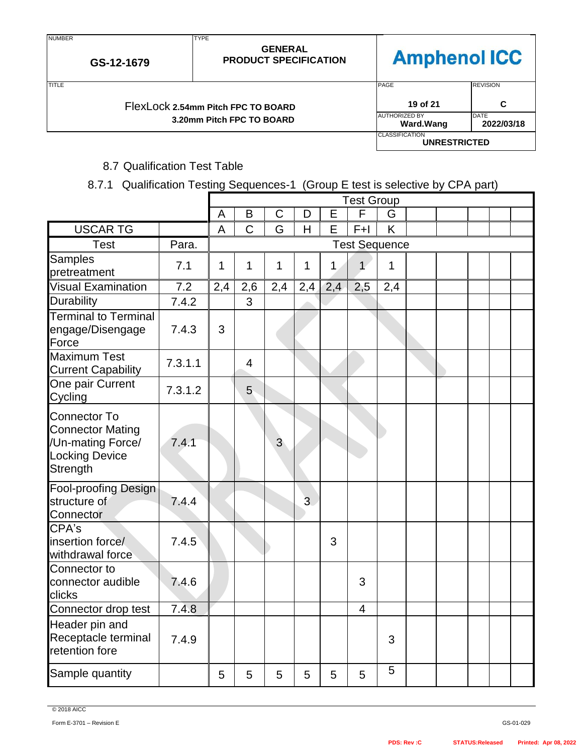## 8.7 Qualification Test Table

### 8.7.1 Qualification Testing Sequences-1 (Group E test is selective by CPA part)

| | | Test Group | | | | | | | | | | | |
|---|---|---|---|---|---|---|---|---|---|---|---|---|---|
| | | A | B | C | D | E | F | G | | | | | |
| USCAR TG | | A | C | G | H | E | F+I | K | | | | | |
| Test | Para. | Test Sequence | | | | | | | | | | | |
| Samples pretreatment | 7.1 | 1 | 1 | 1 | 1 | 1 | 1 | 1 | | | | | |
| Visual Examination | 7.2 | 2,4 | 2,6 | 2,4 | 2,4 | 2,4 | 2,5 | 2,4 | | | | | |
| Durability | 7.4.2 | | 3 | | | | | | | | | | |
| Terminal to Terminal engage/Disengage Force | 7.4.3 | 3 | | | | | | | | | | | |
| Maximum Test Current Capability | 7.3.1.1 | | 4 | | | | | | | | | | |
| One pair Current Cycling | 7.3.1.2 | | 5 | | | | | | | | | | |
| Connector To Connector Mating /Un-mating Force/ Locking Device Strength | 7.4.1 | | | 3 | | | | | | | | | |
| Fool-proofing Design structure of Connector | 7.4.4 | | | | 3 | | | | | | | | |
| CPA's insertion force/ withdrawal force | 7.4.5 | | | | | 3 | | | | | | | |
| Connector to connector audible clicks | 7.4.6 | | | | | | 3 | | | | | | |
| Connector drop test | 7.4.8 | | | | | | 4 | | | | | | |
| Header pin and Receptacle terminal retention fore | 7.4.9 | | | | | | | 3 | | | | | |
| Sample quantity | | 5 | 5 | 5 | 5 | 5 | 5 | 5 | | | | | |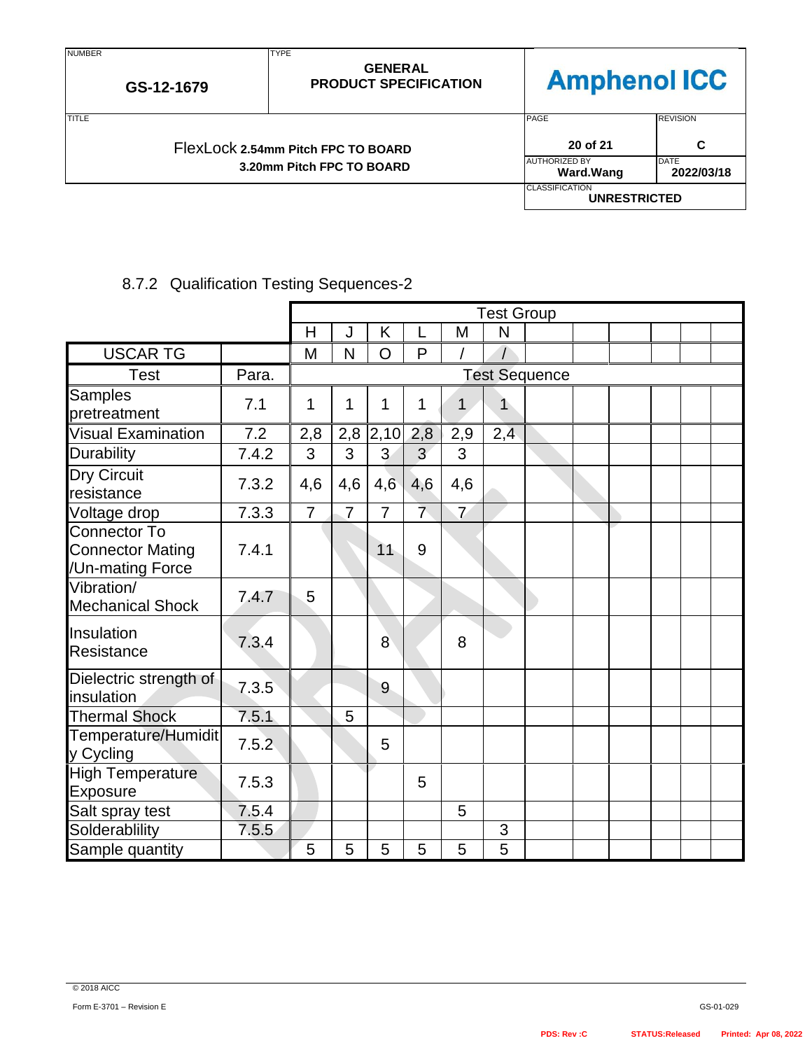### 8.7.2 Qualification Testing Sequences-2

| | | Test Group | | | | | | | | | | | |
|---|---|---|---|---|---|---|---|---|---|---|---|---|---|
| | | H | J | K | L | M | N | | | | | | |
| USCAR TG | | M | N | O | P | / | / | | | | | | |
| Test | Para. | Test Sequence | | | | | | | | | | | |
| Samples pretreatment | 7.1 | 1 | 1 | 1 | 1 | 1 | 1 | | | | | | |
| Visual Examination | 7.2 | 2,8 | 2,8 | 2,10 | 2,8 | 2,9 | 2,4 | | | | | | |
| Durability | 7.4.2 | 3 | 3 | 3 | 3 | 3 | | | | | | | |
| Dry Circuit resistance | 7.3.2 | 4,6 | 4,6 | 4,6 | 4,6 | 4,6 | | | | | | | |
| Voltage drop | 7.3.3 | 7 | 7 | 7 | 7 | 7 | | | | | | | |
| Connector To Connector Mating /Un-mating Force | 7.4.1 | | | 11 | 9 | | | | | | | | |
| Vibration/ Mechanical Shock | 7.4.7 | 5 | | | | | | | | | | | |
| Insulation Resistance | 7.3.4 | | | 8 | | 8 | | | | | | | |
| Dielectric strength of insulation | 7.3.5 | | | 9 | | | | | | | | | |
| Thermal Shock | 7.5.1 | | 5 | | | | | | | | | | |
| Temperature/Humidity Cycling | 7.5.2 | | | 5 | | | | | | | | | |
| High Temperature Exposure | 7.5.3 | | | | 5 | | | | | | | | |
| Salt spray test | 7.5.4 | | | | | 5 | | | | | | | |
| Solderablility | 7.5.5 | | | | | | 3 | | | | | | |
| Sample quantity | | 5 | 5 | 5 | 5 | 5 | 5 | | | | | | |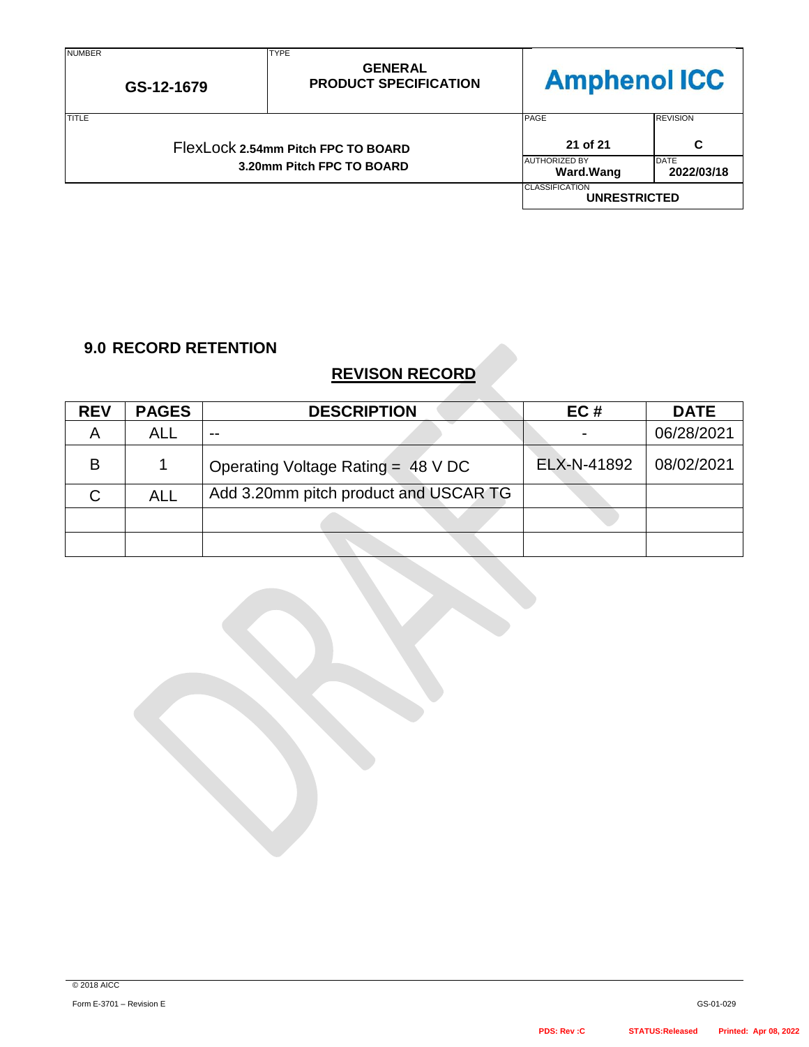## 9.0 RECORD RETENTION

**REVISON RECORD**

| REV | PAGES | DESCRIPTION | EC # | DATE |
|---|---|---|---|---|
| A | ALL | -- | - | 06/28/2021 |
| B | 1 | Operating Voltage Rating = 48 V DC | ELX-N-41892 | 08/02/2021 |
| C | ALL | Add 3.20mm pitch product and USCAR TG | | |
| | | | | |
| | | | | |